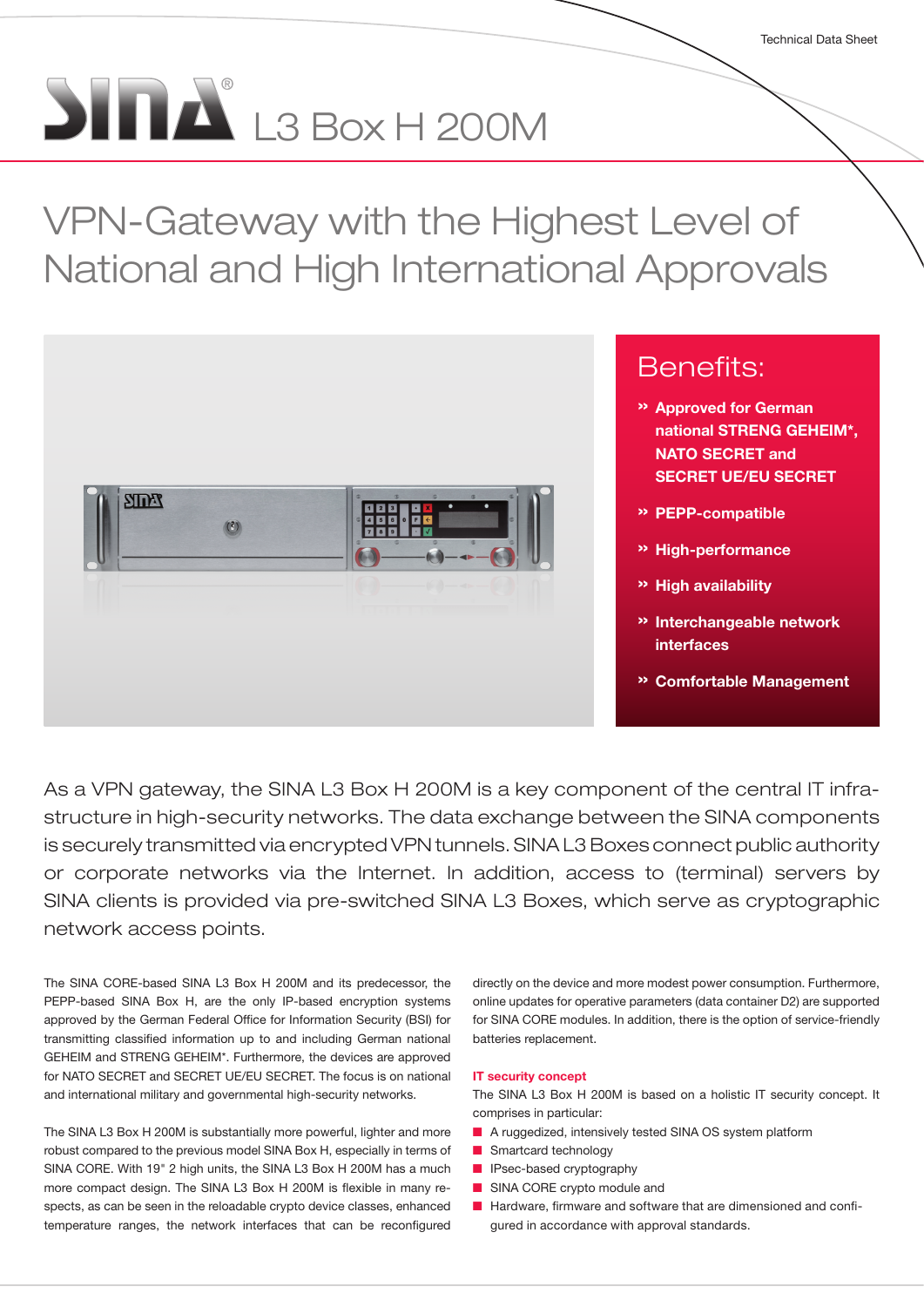Technical Data Sheet

# SINA® L3 Box H 200M

## VPN-Gateway with the Highest Level of National and High International Approvals

### Benefits:

- » **Approved for German national STRENG GEHEIM*, NATO SECRET and SECRET UE/EU SECRET**
- » **PEPP-compatible**
- » **High-performance**
- » **High availability**
- » **Interchangeable network interfaces**
- » **Comfortable Management**

As a VPN gateway, the SINA L3 Box H 200M is a key component of the central IT infrastructure in high-security networks. The data exchange between the SINA components is securely transmitted via encrypted VPN tunnels. SINA L3 Boxes connect public authority or corporate networks via the Internet. In addition, access to (terminal) servers by SINA clients is provided via pre-switched SINA L3 Boxes, which serve as cryptographic network access points.

The SINA CORE-based SINA L3 Box H 200M and its predecessor, the PEPP-based SINA Box H, are the only IP-based encryption systems approved by the German Federal Office for Information Security (BSI) for transmitting classified information up to and including German national GEHEIM and STRENG GEHEIM*. Furthermore, the devices are approved for NATO SECRET and SECRET UE/EU SECRET. The focus is on national and international military and governmental high-security networks.

The SINA L3 Box H 200M is substantially more powerful, lighter and more robust compared to the previous model SINA Box H, especially in terms of SINA CORE. With 19" 2 high units, the SINA L3 Box H 200M has a much more compact design. The SINA L3 Box H 200M is flexible in many respects, as can be seen in the reloadable crypto device classes, enhanced temperature ranges, the network interfaces that can be reconfigured directly on the device and more modest power consumption. Furthermore, online updates for operative parameters (data container D2) are supported for SINA CORE modules. In addition, there is the option of service-friendly batteries replacement.

#### IT security concept

The SINA L3 Box H 200M is based on a holistic IT security concept. It comprises in particular:

- A ruggedized, intensively tested SINA OS system platform
- Smartcard technology
- IPsec-based cryptography
- SINA CORE crypto module and
- Hardware, firmware and software that are dimensioned and configured in accordance with approval standards.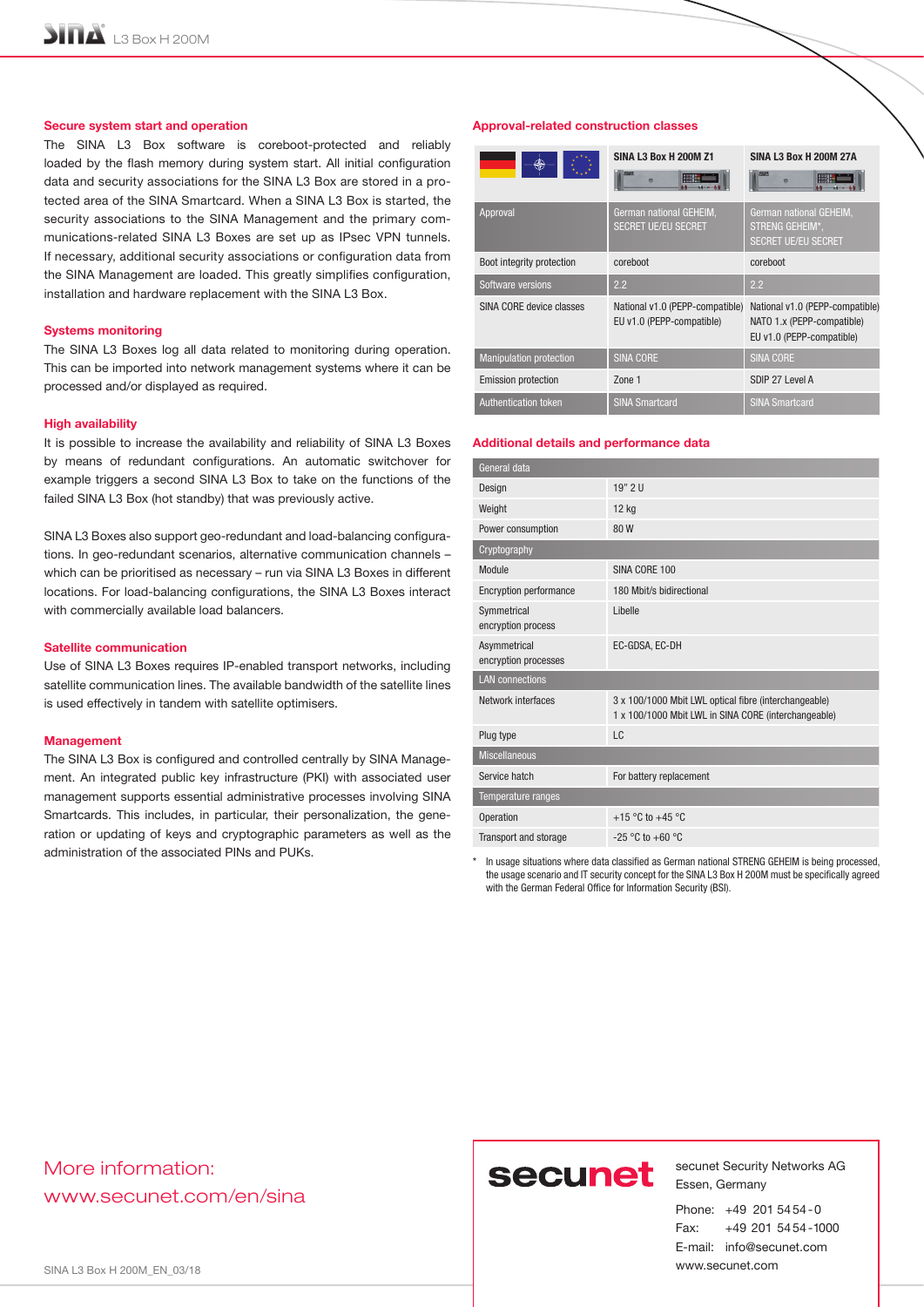### Secure system start and operation

The SINA L3 Box software is coreboot-protected and reliably loaded by the flash memory during system start. All initial configuration data and security associations for the SINA L3 Box are stored in a protected area of the SINA Smartcard. When a SINA L3 Box is started, the security associations to the SINA Management and the primary communications-related SINA L3 Boxes are set up as IPsec VPN tunnels. If necessary, additional security associations or configuration data from the SINA Management are loaded. This greatly simplifies configuration, installation and hardware replacement with the SINA L3 Box.

### Systems monitoring

The SINA L3 Boxes log all data related to monitoring during operation. This can be imported into network management systems where it can be processed and/or displayed as required.

### High availability

It is possible to increase the availability and reliability of SINA L3 Boxes by means of redundant configurations. An automatic switchover for example triggers a second SINA L3 Box to take on the functions of the failed SINA L3 Box (hot standby) that was previously active.

SINA L3 Boxes also support geo-redundant and load-balancing configurations. In geo-redundant scenarios, alternative communication channels – which can be prioritised as necessary – run via SINA L3 Boxes in different locations. For load-balancing configurations, the SINA L3 Boxes interact with commercially available load balancers.

### Satellite communication

Use of SINA L3 Boxes requires IP-enabled transport networks, including satellite communication lines. The available bandwidth of the satellite lines is used effectively in tandem with satellite optimisers.

### Management

The SINA L3 Box is configured and controlled centrally by SINA Management. An integrated public key infrastructure (PKI) with associated user management supports essential administrative processes involving SINA Smartcards. This includes, in particular, their personalization, the generation or updating of keys and cryptographic parameters as well as the administration of the associated PINs and PUKs.

### Approval-related construction classes

| | SINA L3 Box H 200M Z1 | SINA L3 Box H 200M 27A |
|---|---|---|
| Approval | German national GEHEIM, SECRET UE/EU SECRET | German national GEHEIM, STRENG GEHEIM*, SECRET UE/EU SECRET |
| Boot integrity protection | coreboot | coreboot |
| Software versions | 2.2 | 2.2 |
| SINA CORE device classes | National v1.0 (PEPP-compatible)<br>EU v1.0 (PEPP-compatible) | National v1.0 (PEPP-compatible)<br>NATO 1.x (PEPP-compatible)<br>EU v1.0 (PEPP-compatible) |
| Manipulation protection | SINA CORE | SINA CORE |
| Emission protection | Zone 1 | SDIP 27 Level A |
| Authentication token | SINA Smartcard | SINA Smartcard |

### Additional details and performance data

| | |
|---|---|
| **General data** | |
| Design | 19" 2 U |
| Weight | 12 kg |
| Power consumption | 80 W |
| **Cryptography** | |
| Module | SINA CORE 100 |
| Encryption performance | 180 Mbit/s bidirectional |
| Symmetrical encryption process | Libelle |
| Asymmetrical encryption processes | EC-GDSA, EC-DH |
| **LAN connections** | |
| Network interfaces | 3 x 100/1000 Mbit LWL optical fibre (interchangeable)<br>1 x 100/1000 Mbit LWL in SINA CORE (interchangeable) |
| Plug type | LC |
| **Miscellaneous** | |
| Service hatch | For battery replacement |
| **Temperature ranges** | |
| Operation | +15 °C to +45 °C |
| Transport and storage | -25 °C to +60 °C |

* In usage situations where data classified as German national STRENG GEHEIM is being processed, the usage scenario and IT security concept for the SINA L3 Box H 200M must be specifically agreed with the German Federal Office for Information Security (BSI).

More information:
www.secunet.com/en/sina

secunet

secunet Security Networks AG
Essen, Germany

Phone: +49 201 5454-0
Fax: +49 201 5454-1000
E-mail: info@secunet.com
www.secunet.com

SINA L3 Box H 200M_EN_03/18